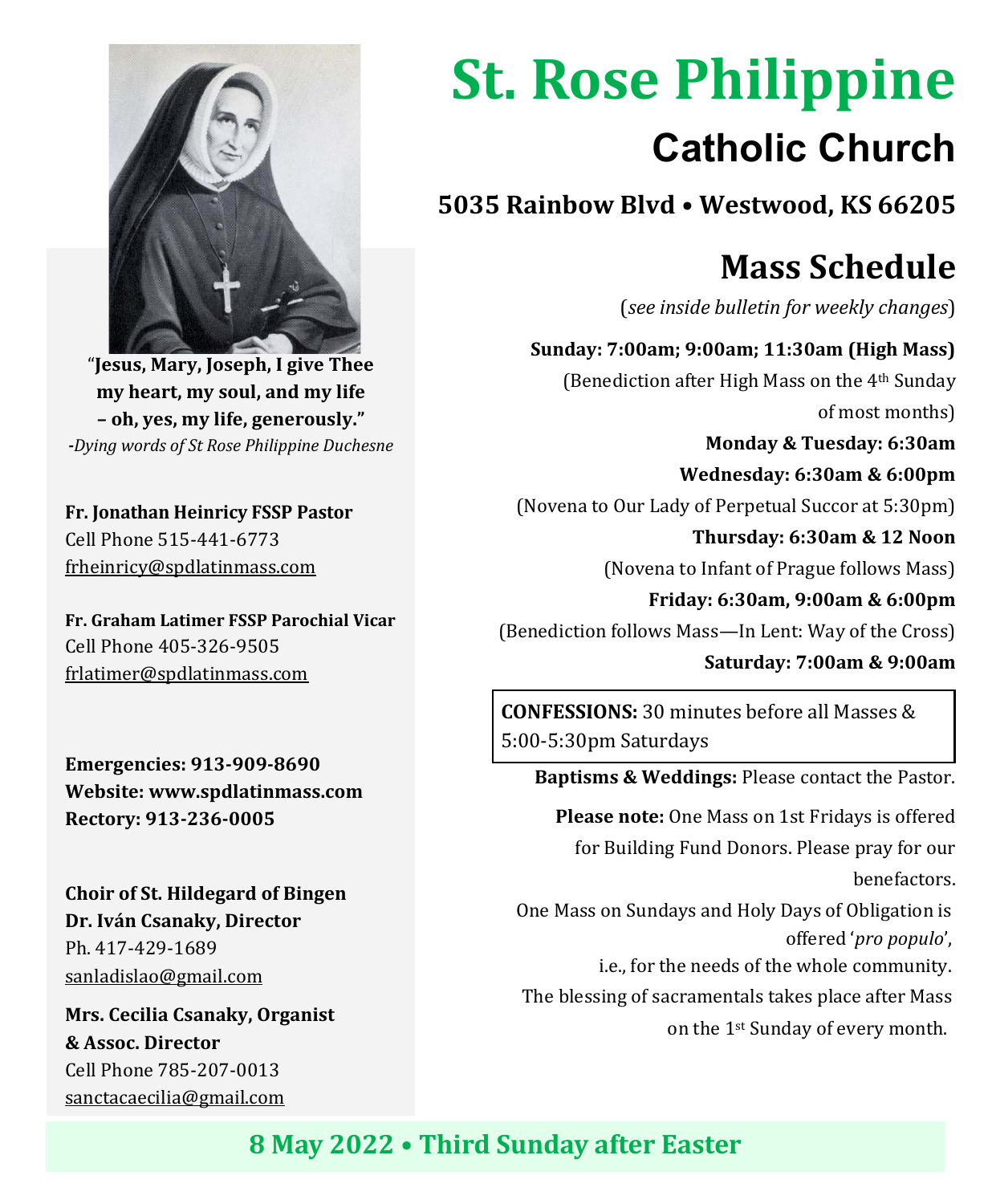# St. Rose Philippine

## Catholic Church

**5035 Rainbow Blvd • Westwood, KS 66205**

"**Jesus, Mary, Joseph, I give Thee my heart, my soul, and my life – oh, yes, my life, generously.**"
*-Dying words of St Rose Philippine Duchesne*

**Fr. Jonathan Heinricy FSSP Pastor**
Cell Phone 515-441-6773
frheinricy@spdlatinmass.com

**Fr. Graham Latimer FSSP Parochial Vicar**
Cell Phone 405-326-9505
frlatimer@spdlatinmass.com

**Emergencies: 913-909-8690**
**Website: www.spdlatinmass.com**
**Rectory: 913-236-0005**

**Choir of St. Hildegard of Bingen**
**Dr. Iván Csanaky, Director**
Ph. 417-429-1689
sanladislao@gmail.com

**Mrs. Cecilia Csanaky, Organist & Assoc. Director**
Cell Phone 785-207-0013
sanctacaecilia@gmail.com

## Mass Schedule

(*see inside bulletin for weekly changes*)

**Sunday: 7:00am; 9:00am; 11:30am (High Mass)**
(Benediction after High Mass on the 4th Sunday of most months)

**Monday & Tuesday: 6:30am**

**Wednesday: 6:30am & 6:00pm**
(Novena to Our Lady of Perpetual Succor at 5:30pm)

**Thursday: 6:30am & 12 Noon**
(Novena to Infant of Prague follows Mass)

**Friday: 6:30am, 9:00am & 6:00pm**
(Benediction follows Mass—In Lent: Way of the Cross)

**Saturday: 7:00am & 9:00am**

**CONFESSIONS:** 30 minutes before all Masses & 5:00-5:30pm Saturdays

**Baptisms & Weddings:** Please contact the Pastor.

**Please note:** One Mass on 1st Fridays is offered for Building Fund Donors. Please pray for our benefactors.

One Mass on Sundays and Holy Days of Obligation is offered '*pro populo*', i.e., for the needs of the whole community.

The blessing of sacramentals takes place after Mass on the 1st Sunday of every month.

**8 May 2022 • Third Sunday after Easter**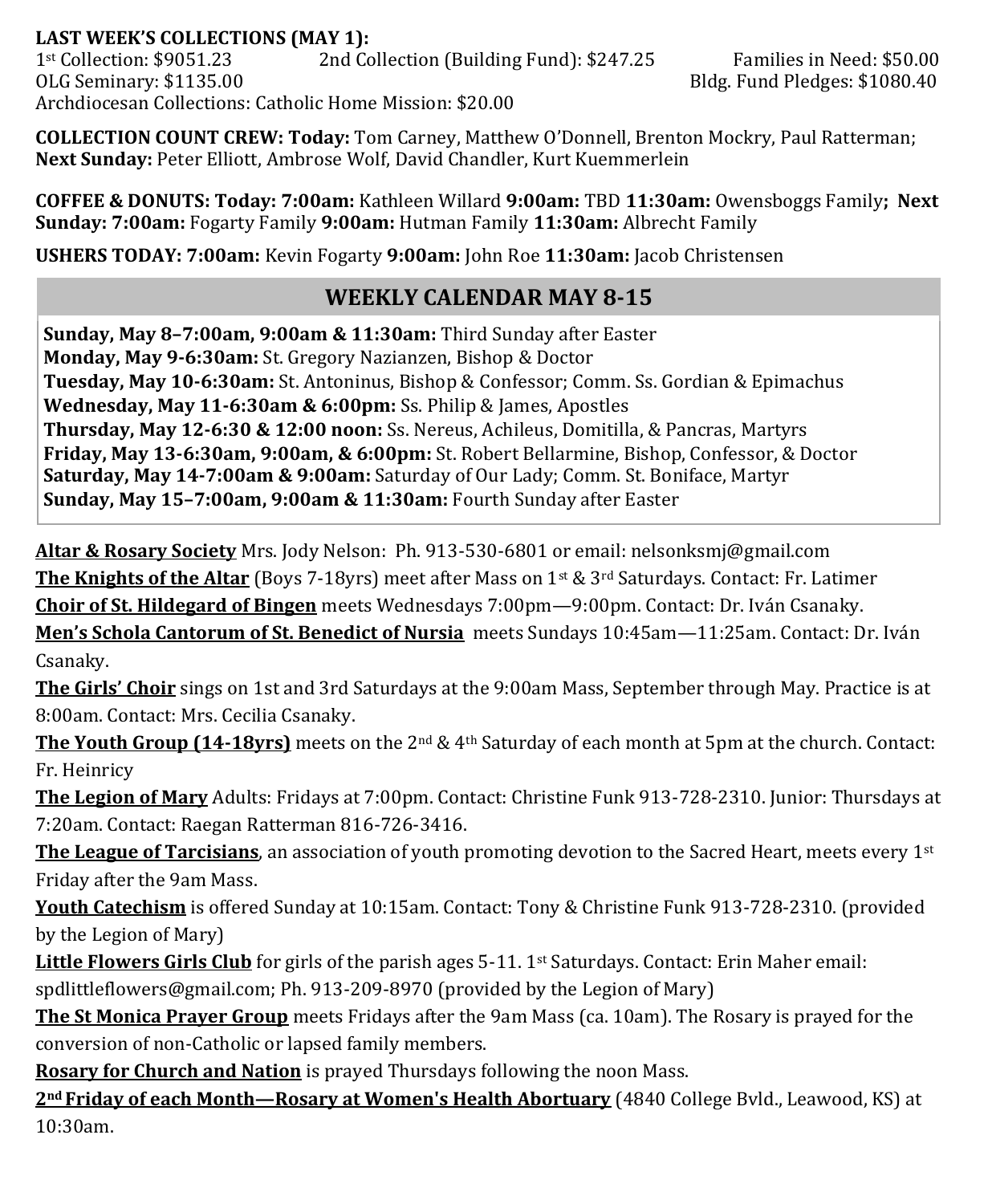**LAST WEEK'S COLLECTIONS (MAY 1):**
1st Collection: $9051.23 2nd Collection (Building Fund): $247.25 Families in Need: $50.00
OLG Seminary: $1135.00 Bldg. Fund Pledges: $1080.40
Archdiocesan Collections: Catholic Home Mission: $20.00

**COLLECTION COUNT CREW: Today:** Tom Carney, Matthew O'Donnell, Brenton Mockry, Paul Ratterman; **Next Sunday:** Peter Elliott, Ambrose Wolf, David Chandler, Kurt Kuemmerlein

**COFFEE & DONUTS: Today: 7:00am:** Kathleen Willard **9:00am:** TBD **11:30am:** Owensboggs Family**; Next Sunday: 7:00am:** Fogarty Family **9:00am:** Hutman Family **11:30am:** Albrecht Family

**USHERS TODAY: 7:00am:** Kevin Fogarty **9:00am:** John Roe **11:30am:** Jacob Christensen

## WEEKLY CALENDAR MAY 8-15

**Sunday, May 8–7:00am, 9:00am & 11:30am:** Third Sunday after Easter
**Monday, May 9-6:30am:** St. Gregory Nazianzen, Bishop & Doctor
**Tuesday, May 10-6:30am:** St. Antoninus, Bishop & Confessor; Comm. Ss. Gordian & Epimachus
**Wednesday, May 11-6:30am & 6:00pm:** Ss. Philip & James, Apostles
**Thursday, May 12-6:30 & 12:00 noon:** Ss. Nereus, Achileus, Domitilla, & Pancras, Martyrs
**Friday, May 13-6:30am, 9:00am, & 6:00pm:** St. Robert Bellarmine, Bishop, Confessor, & Doctor
**Saturday, May 14-7:00am & 9:00am:** Saturday of Our Lady; Comm. St. Boniface, Martyr
**Sunday, May 15–7:00am, 9:00am & 11:30am:** Fourth Sunday after Easter

**Altar & Rosary Society** Mrs. Jody Nelson: Ph. 913-530-6801 or email: nelsonksmj@gmail.com
**The Knights of the Altar** (Boys 7-18yrs) meet after Mass on 1st & 3rd Saturdays. Contact: Fr. Latimer
**Choir of St. Hildegard of Bingen** meets Wednesdays 7:00pm—9:00pm. Contact: Dr. Iván Csanaky.
**Men's Schola Cantorum of St. Benedict of Nursia** meets Sundays 10:45am—11:25am. Contact: Dr. Iván Csanaky.
**The Girls' Choir** sings on 1st and 3rd Saturdays at the 9:00am Mass, September through May. Practice is at 8:00am. Contact: Mrs. Cecilia Csanaky.
**The Youth Group (14-18yrs)** meets on the 2nd & 4th Saturday of each month at 5pm at the church. Contact: Fr. Heinricy
**The Legion of Mary** Adults: Fridays at 7:00pm. Contact: Christine Funk 913-728-2310. Junior: Thursdays at 7:20am. Contact: Raegan Ratterman 816-726-3416.
**The League of Tarcisians**, an association of youth promoting devotion to the Sacred Heart, meets every 1st Friday after the 9am Mass.
**Youth Catechism** is offered Sunday at 10:15am. Contact: Tony & Christine Funk 913-728-2310. (provided by the Legion of Mary)
**Little Flowers Girls Club** for girls of the parish ages 5-11. 1st Saturdays. Contact: Erin Maher email: spdlittleflowers@gmail.com; Ph. 913-209-8970 (provided by the Legion of Mary)
**The St Monica Prayer Group** meets Fridays after the 9am Mass (ca. 10am). The Rosary is prayed for the conversion of non-Catholic or lapsed family members.
**Rosary for Church and Nation** is prayed Thursdays following the noon Mass.
**2nd Friday of each Month—Rosary at Women's Health Abortuary** (4840 College Bvld., Leawood, KS) at 10:30am.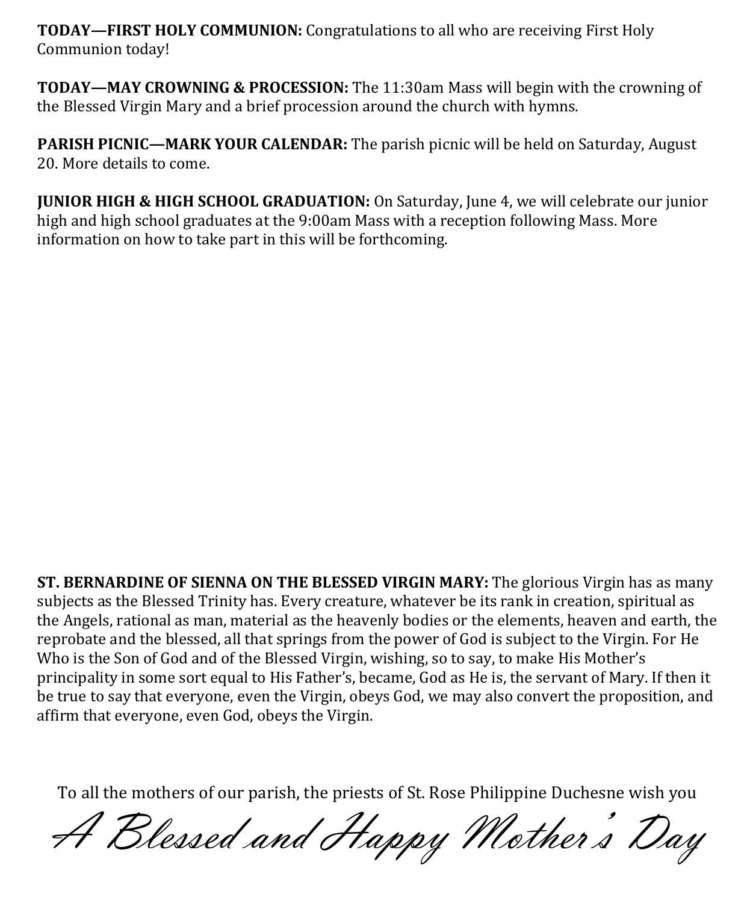**TODAY—FIRST HOLY COMMUNION:** Congratulations to all who are receiving First Holy Communion today!

**TODAY—MAY CROWNING & PROCESSION:** The 11:30am Mass will begin with the crowning of the Blessed Virgin Mary and a brief procession around the church with hymns.

**PARISH PICNIC—MARK YOUR CALENDAR:** The parish picnic will be held on Saturday, August 20. More details to come.

**JUNIOR HIGH & HIGH SCHOOL GRADUATION:** On Saturday, June 4, we will celebrate our junior high and high school graduates at the 9:00am Mass with a reception following Mass. More information on how to take part in this will be forthcoming.

**ST. BERNARDINE OF SIENNA ON THE BLESSED VIRGIN MARY:** The glorious Virgin has as many subjects as the Blessed Trinity has. Every creature, whatever be its rank in creation, spiritual as the Angels, rational as man, material as the heavenly bodies or the elements, heaven and earth, the reprobate and the blessed, all that springs from the power of God is subject to the Virgin. For He Who is the Son of God and of the Blessed Virgin, wishing, so to say, to make His Mother's principality in some sort equal to His Father's, became, God as He is, the servant of Mary. If then it be true to say that everyone, even the Virgin, obeys God, we may also convert the proposition, and affirm that everyone, even God, obeys the Virgin.

To all the mothers of our parish, the priests of St. Rose Philippine Duchesne wish you

*A Blessed and Happy Mother's Day*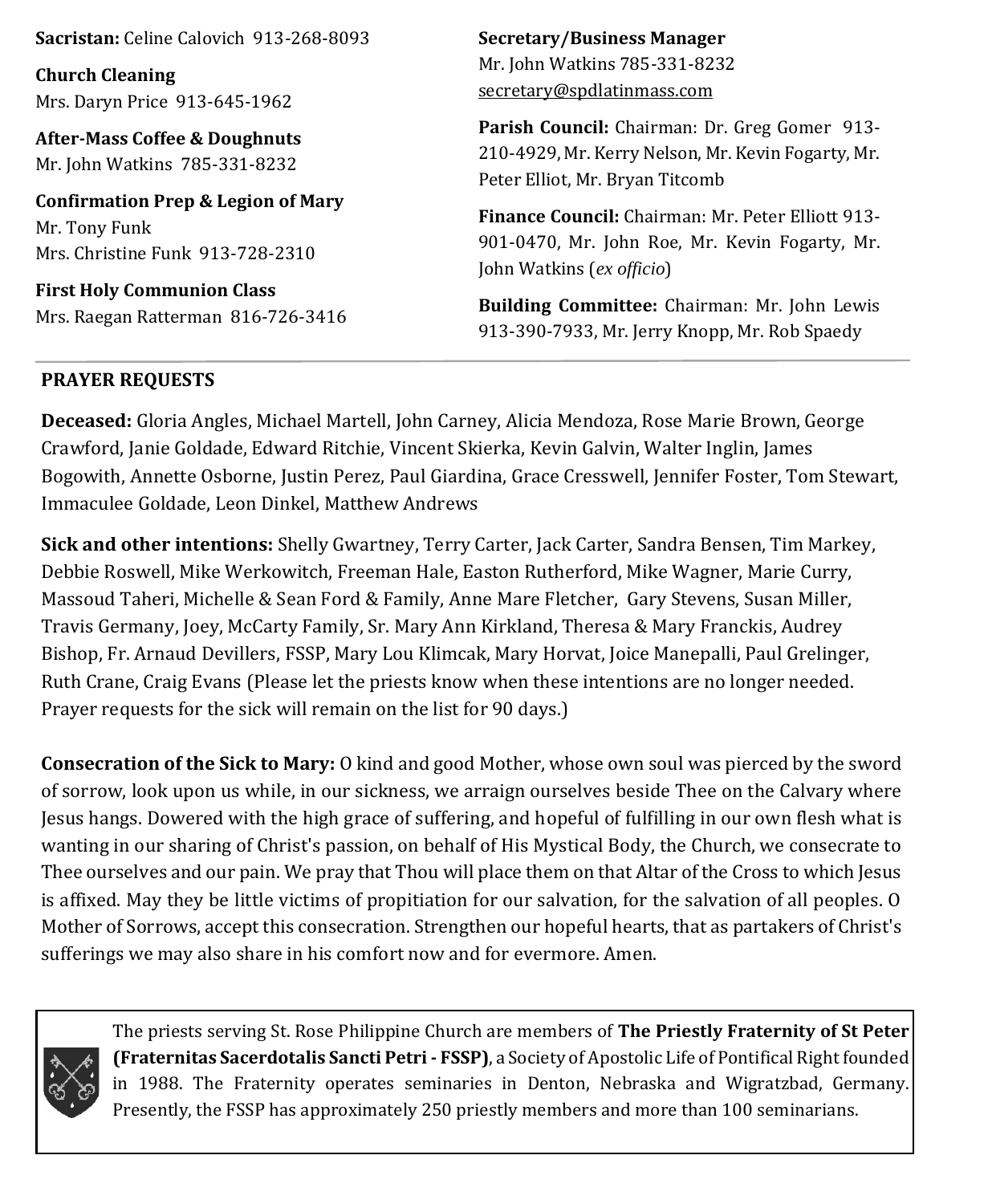**Sacristan:** Celine Calovich 913-268-8093

**Church Cleaning**
Mrs. Daryn Price 913-645-1962

**After-Mass Coffee & Doughnuts**
Mr. John Watkins 785-331-8232

**Confirmation Prep & Legion of Mary**
Mr. Tony Funk
Mrs. Christine Funk 913-728-2310

**First Holy Communion Class**
Mrs. Raegan Ratterman 816-726-3416

**Secretary/Business Manager**
Mr. John Watkins 785-331-8232
secretary@spdlatinmass.com

**Parish Council:** Chairman: Dr. Greg Gomer 913-210-4929, Mr. Kerry Nelson, Mr. Kevin Fogarty, Mr. Peter Elliot, Mr. Bryan Titcomb

**Finance Council:** Chairman: Mr. Peter Elliott 913-901-0470, Mr. John Roe, Mr. Kevin Fogarty, Mr. John Watkins (*ex officio*)

**Building Committee:** Chairman: Mr. John Lewis 913-390-7933, Mr. Jerry Knopp, Mr. Rob Spaedy

## PRAYER REQUESTS

**Deceased:** Gloria Angles, Michael Martell, John Carney, Alicia Mendoza, Rose Marie Brown, George Crawford, Janie Goldade, Edward Ritchie, Vincent Skierka, Kevin Galvin, Walter Inglin, James Bogowith, Annette Osborne, Justin Perez, Paul Giardina, Grace Cresswell, Jennifer Foster, Tom Stewart, Immaculee Goldade, Leon Dinkel, Matthew Andrews

**Sick and other intentions:** Shelly Gwartney, Terry Carter, Jack Carter, Sandra Bensen, Tim Markey, Debbie Roswell, Mike Werkowitch, Freeman Hale, Easton Rutherford, Mike Wagner, Marie Curry, Massoud Taheri, Michelle & Sean Ford & Family, Anne Mare Fletcher, Gary Stevens, Susan Miller, Travis Germany, Joey, McCarty Family, Sr. Mary Ann Kirkland, Theresa & Mary Franckis, Audrey Bishop, Fr. Arnaud Devillers, FSSP, Mary Lou Klimcak, Mary Horvat, Joice Manepalli, Paul Grelinger, Ruth Crane, Craig Evans (Please let the priests know when these intentions are no longer needed. Prayer requests for the sick will remain on the list for 90 days.)

**Consecration of the Sick to Mary:** O kind and good Mother, whose own soul was pierced by the sword of sorrow, look upon us while, in our sickness, we arraign ourselves beside Thee on the Calvary where Jesus hangs. Dowered with the high grace of suffering, and hopeful of fulfilling in our own flesh what is wanting in our sharing of Christ's passion, on behalf of His Mystical Body, the Church, we consecrate to Thee ourselves and our pain. We pray that Thou will place them on that Altar of the Cross to which Jesus is affixed. May they be little victims of propitiation for our salvation, for the salvation of all peoples. O Mother of Sorrows, accept this consecration. Strengthen our hopeful hearts, that as partakers of Christ's sufferings we may also share in his comfort now and for evermore. Amen.

The priests serving St. Rose Philippine Church are members of **The Priestly Fraternity of St Peter (Fraternitas Sacerdotalis Sancti Petri - FSSP)**, a Society of Apostolic Life of Pontifical Right founded in 1988. The Fraternity operates seminaries in Denton, Nebraska and Wigratzbad, Germany. Presently, the FSSP has approximately 250 priestly members and more than 100 seminarians.